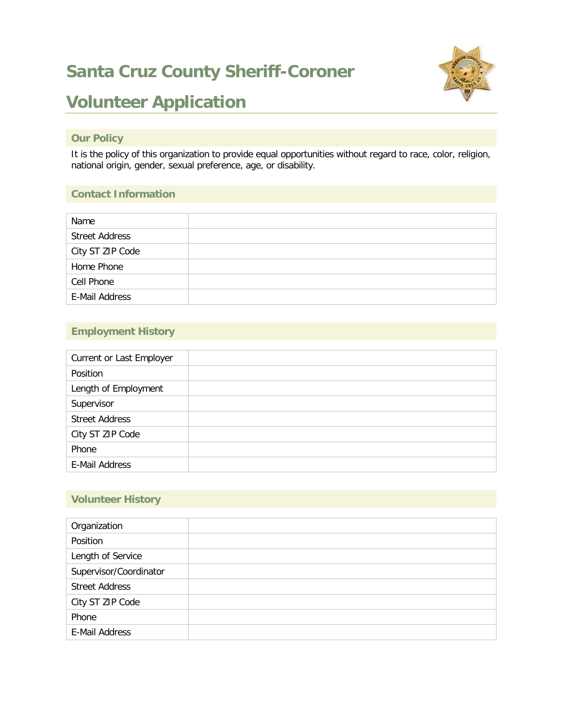# Santa Cruz County Sheriff-Coroner

# Volunteer Application

## Our Policy

It is the policy of this organization to provide equal opportunities without regard to race, color, religion, national origin, gender, sexual preference, age, or disability.

## Contact Information

| | |
|---|---|
| Name | |
| Street Address | |
| City ST ZIP Code | |
| Home Phone | |
| Cell Phone | |
| E-Mail Address | |

## Employment History

| | |
|---|---|
| Current or Last Employer | |
| Position | |
| Length of Employment | |
| Supervisor | |
| Street Address | |
| City ST ZIP Code | |
| Phone | |
| E-Mail Address | |

## Volunteer History

| | |
|---|---|
| Organization | |
| Position | |
| Length of Service | |
| Supervisor/Coordinator | |
| Street Address | |
| City ST ZIP Code | |
| Phone | |
| E-Mail Address | |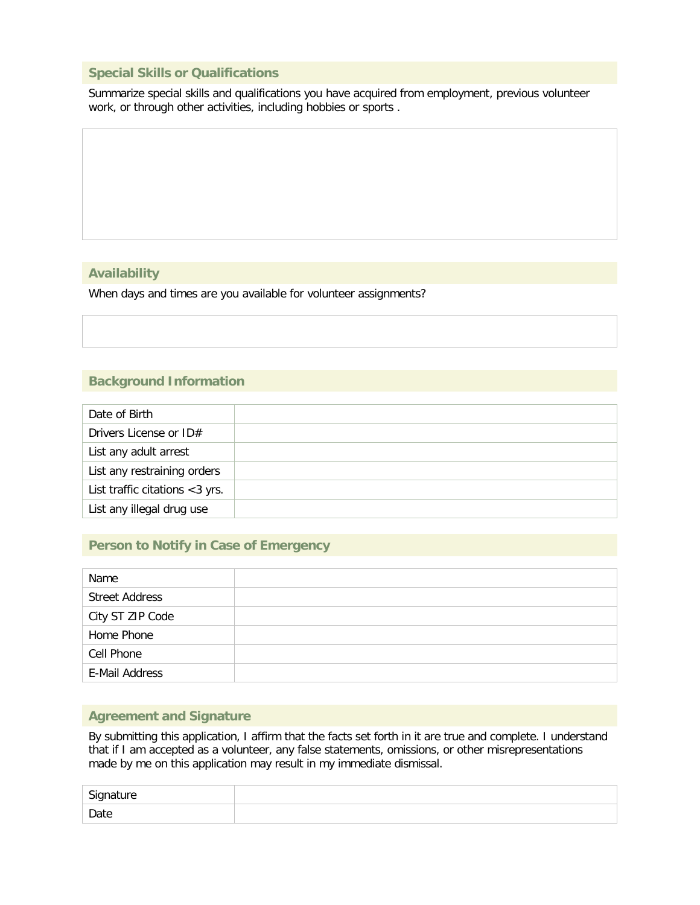## Special Skills or Qualifications

Summarize special skills and qualifications you have acquired from employment, previous volunteer work, or through other activities, including hobbies or sports .

## Availability

When days and times are you available for volunteer assignments?

## Background Information

| | |
|---|---|
| Date of Birth | |
| Drivers License or ID# | |
| List any adult arrest | |
| List any restraining orders | |
| List traffic citations <3 yrs. | |
| List any illegal drug use | |

## Person to Notify in Case of Emergency

| | |
|---|---|
| Name | |
| Street Address | |
| City ST ZIP Code | |
| Home Phone | |
| Cell Phone | |
| E-Mail Address | |

## Agreement and Signature

By submitting this application, I affirm that the facts set forth in it are true and complete. I understand that if I am accepted as a volunteer, any false statements, omissions, or other misrepresentations made by me on this application may result in my immediate dismissal.

| | |
|---|---|
| Signature | |
| Date | |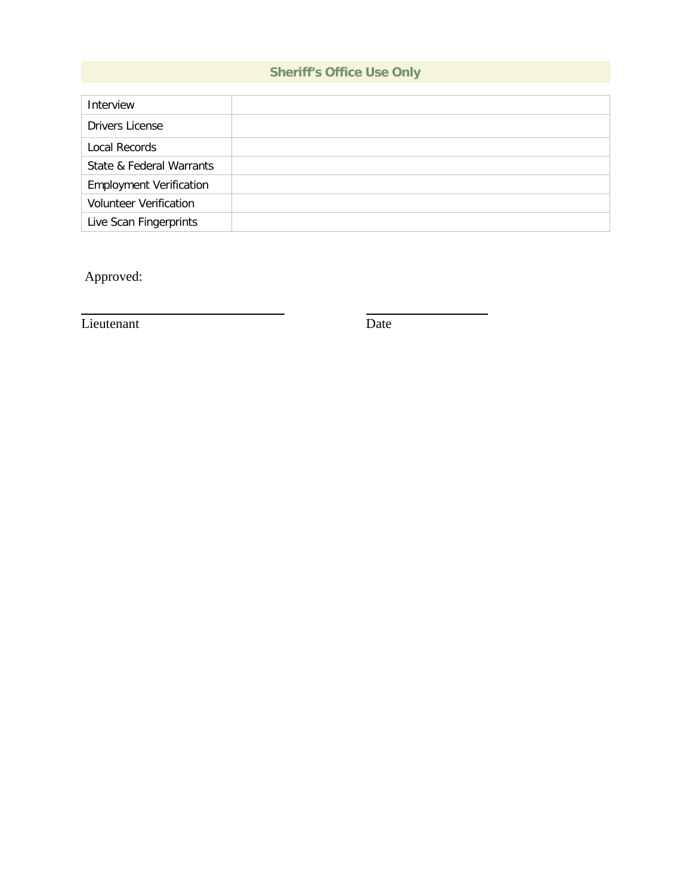## Sheriff's Office Use Only

| | |
|---|---|
| Interview | |
| Drivers License | |
| Local Records | |
| State & Federal Warrants | |
| Employment Verification | |
| Volunteer Verification | |
| Live Scan Fingerprints | |

Approved:

______________________________ ____________________
Lieutenant Date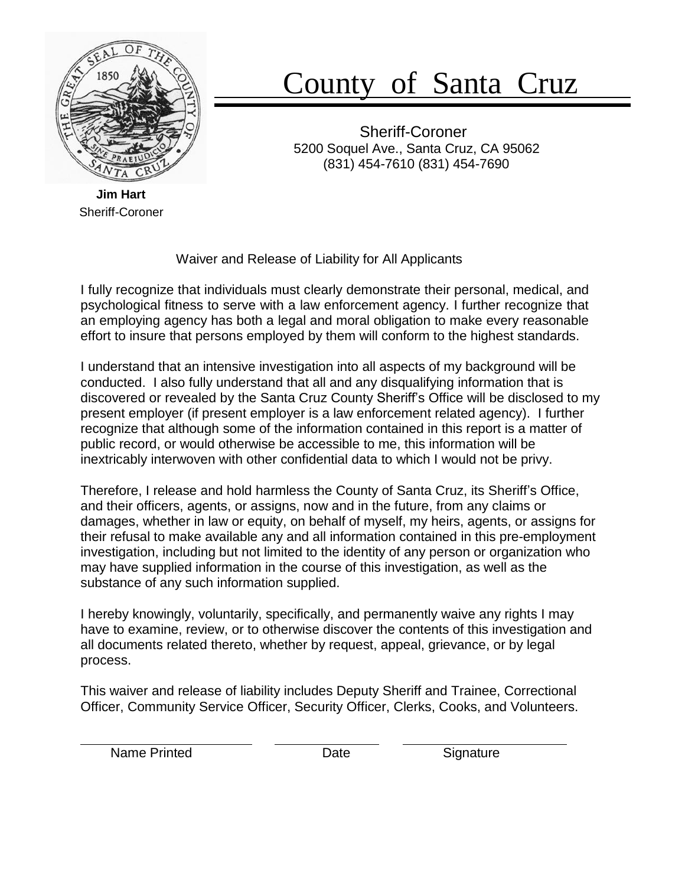# County of Santa Cruz

Sheriff-Coroner
5200 Soquel Ave., Santa Cruz, CA 95062
(831) 454-7610 (831) 454-7690

**Jim Hart**
Sheriff-Coroner

## Waiver and Release of Liability for All Applicants

I fully recognize that individuals must clearly demonstrate their personal, medical, and psychological fitness to serve with a law enforcement agency. I further recognize that an employing agency has both a legal and moral obligation to make every reasonable effort to insure that persons employed by them will conform to the highest standards.

I understand that an intensive investigation into all aspects of my background will be conducted. I also fully understand that all and any disqualifying information that is discovered or revealed by the Santa Cruz County Sheriff's Office will be disclosed to my present employer (if present employer is a law enforcement related agency). I further recognize that although some of the information contained in this report is a matter of public record, or would otherwise be accessible to me, this information will be inextricably interwoven with other confidential data to which I would not be privy.

Therefore, I release and hold harmless the County of Santa Cruz, its Sheriff's Office, and their officers, agents, or assigns, now and in the future, from any claims or damages, whether in law or equity, on behalf of myself, my heirs, agents, or assigns for their refusal to make available any and all information contained in this pre-employment investigation, including but not limited to the identity of any person or organization who may have supplied information in the course of this investigation, as well as the substance of any such information supplied.

I hereby knowingly, voluntarily, specifically, and permanently waive any rights I may have to examine, review, or to otherwise discover the contents of this investigation and all documents related thereto, whether by request, appeal, grievance, or by legal process.

This waiver and release of liability includes Deputy Sheriff and Trainee, Correctional Officer, Community Service Officer, Security Officer, Clerks, Cooks, and Volunteers.

______________________ ______________ ______________________
Name Printed Date Signature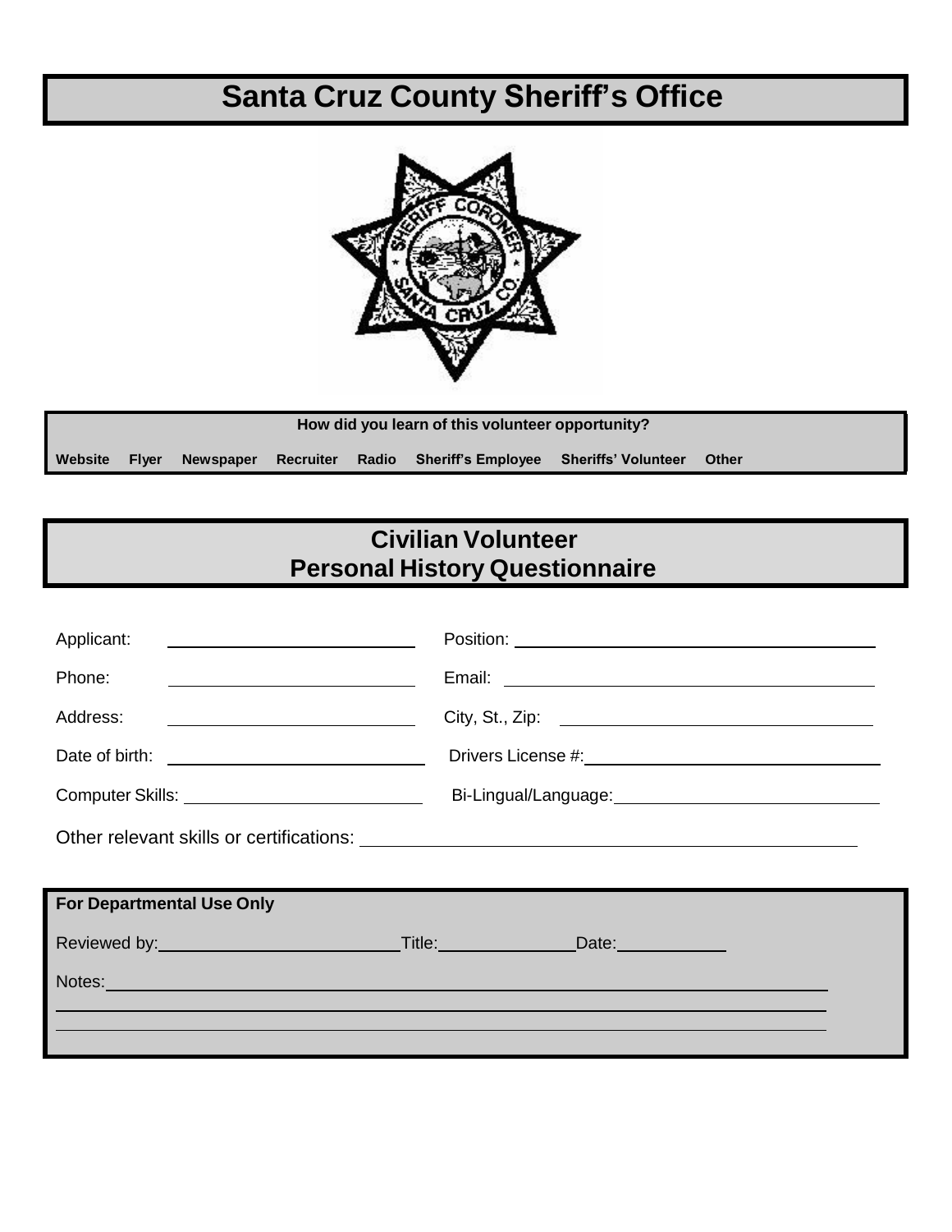# Santa Cruz County Sheriff's Office

**How did you learn of this volunteer opportunity?**

**Website** **Flyer** **Newspaper** **Recruiter** **Radio** **Sheriff's Employee** **Sheriffs' Volunteer** **Other**

## Civilian Volunteer
## Personal History Questionnaire

Applicant: ______________________ Position: ______________________

Phone: ______________________ Email: ______________________

Address: ______________________ City, St., Zip: ______________________

Date of birth: ______________________ Drivers License #: ______________________

Computer Skills: ______________________ Bi-Lingual/Language: ______________________

Other relevant skills or certifications: ______________________

**For Departmental Use Only**

Reviewed by: ______________________ Title: ______________ Date: ____________

Notes: ______________________

______________________

______________________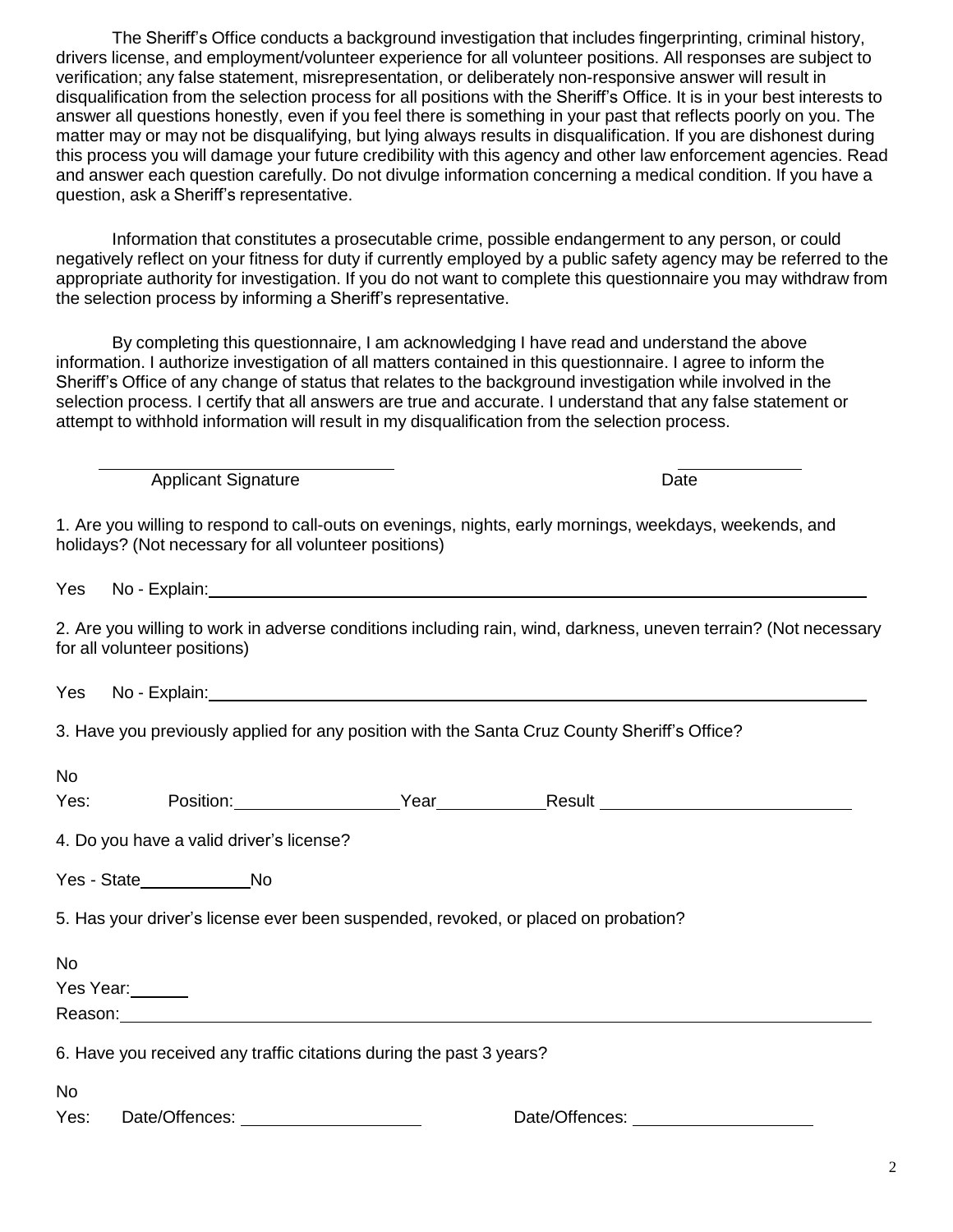The Sheriff's Office conducts a background investigation that includes fingerprinting, criminal history, drivers license, and employment/volunteer experience for all volunteer positions. All responses are subject to verification; any false statement, misrepresentation, or deliberately non-responsive answer will result in disqualification from the selection process for all positions with the Sheriff's Office. It is in your best interests to answer all questions honestly, even if you feel there is something in your past that reflects poorly on you. The matter may or may not be disqualifying, but lying always results in disqualification. If you are dishonest during this process you will damage your future credibility with this agency and other law enforcement agencies. Read and answer each question carefully. Do not divulge information concerning a medical condition. If you have a question, ask a Sheriff's representative.

Information that constitutes a prosecutable crime, possible endangerment to any person, or could negatively reflect on your fitness for duty if currently employed by a public safety agency may be referred to the appropriate authority for investigation. If you do not want to complete this questionnaire you may withdraw from the selection process by informing a Sheriff's representative.

By completing this questionnaire, I am acknowledging I have read and understand the above information. I authorize investigation of all matters contained in this questionnaire. I agree to inform the Sheriff's Office of any change of status that relates to the background investigation while involved in the selection process. I certify that all answers are true and accurate. I understand that any false statement or attempt to withhold information will result in my disqualification from the selection process.

______________________________ Applicant Signature ____________ Date

1. Are you willing to respond to call-outs on evenings, nights, early mornings, weekdays, weekends, and holidays? (Not necessary for all volunteer positions)

Yes No - Explain:______________________________

2. Are you willing to work in adverse conditions including rain, wind, darkness, uneven terrain? (Not necessary for all volunteer positions)

Yes No - Explain:______________________________

3. Have you previously applied for any position with the Santa Cruz County Sheriff's Office?

No

Yes: Position:____________ Year__________ Result ____________________

4. Do you have a valid driver's license?

Yes - State__________ No

5. Has your driver's license ever been suspended, revoked, or placed on probation?

No

Yes Year:______

Reason:______________________________

6. Have you received any traffic citations during the past 3 years?

No

Yes: Date/Offences: ______________ Date/Offences: ______________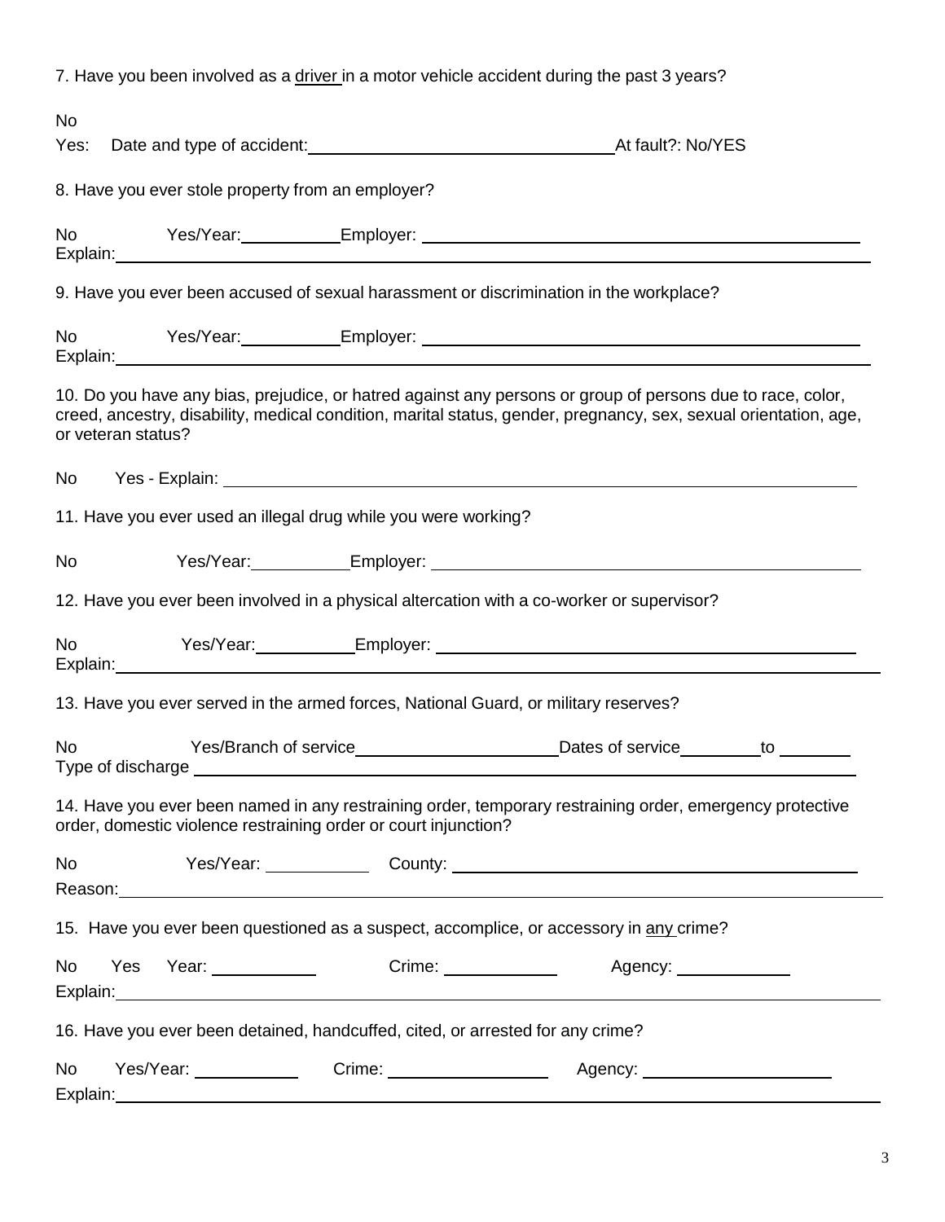7. Have you been involved as a <u>driver</u> in a motor vehicle accident during the past 3 years?

No

Yes: Date and type of accident: ________________________________ At fault?: No/YES

8. Have you ever stole property from an employer?

No Yes/Year: __________ Employer: ______________________________________________

Explain: ______________________________________________________________________

9. Have you ever been accused of sexual harassment or discrimination in the workplace?

No Yes/Year: __________ Employer: ______________________________________________

Explain: ______________________________________________________________________

10. Do you have any bias, prejudice, or hatred against any persons or group of persons due to race, color, creed, ancestry, disability, medical condition, marital status, gender, pregnancy, sex, sexual orientation, age, or veteran status?

No Yes - Explain: ______________________________________________________________

11. Have you ever used an illegal drug while you were working?

No Yes/Year: __________ Employer: ______________________________________________

12. Have you ever been involved in a physical altercation with a co-worker or supervisor?

No Yes/Year: __________ Employer: ______________________________________________

Explain: ______________________________________________________________________

13. Have you ever served in the armed forces, National Guard, or military reserves?

No Yes/Branch of service ____________________ Dates of service ________ to ________

Type of discharge _____________________________________________________________

14. Have you ever been named in any restraining order, temporary restraining order, emergency protective order, domestic violence restraining order or court injunction?

No Yes/Year: __________ County: ______________________________________________

Reason: ______________________________________________________________________

15. Have you ever been questioned as a suspect, accomplice, or accessory in <u>any</u> crime?

No Yes Year: __________ Crime: ___________ Agency: ___________

Explain: ______________________________________________________________________

16. Have you ever been detained, handcuffed, cited, or arrested for any crime?

No Yes/Year: __________ Crime: ________________ Agency: ____________________

Explain: ______________________________________________________________________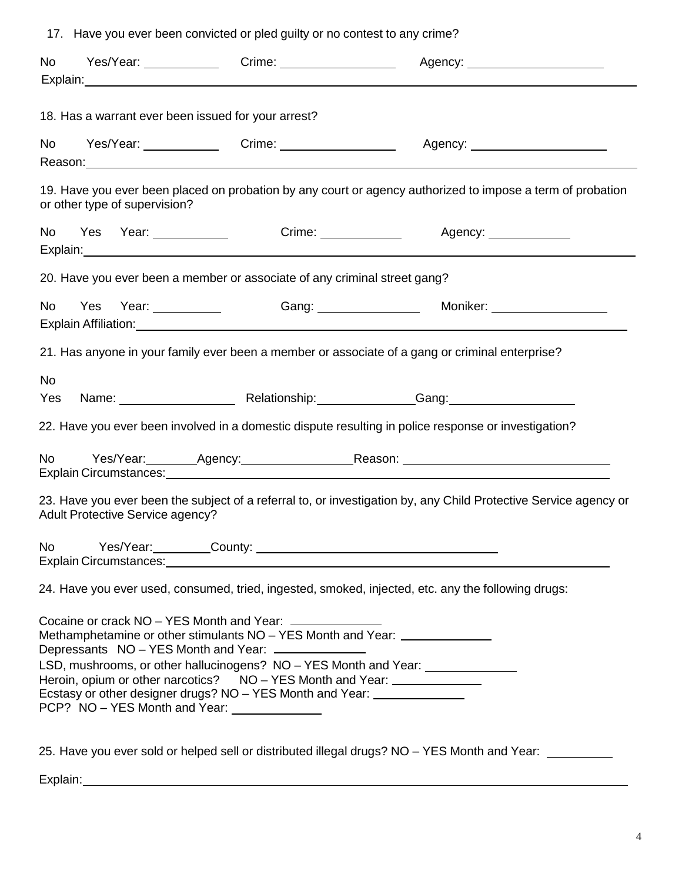17. Have you ever been convicted or pled guilty or no contest to any crime?

No Yes/Year: \_\_\_\_\_\_\_\_\_\_ Crime: \_\_\_\_\_\_\_\_\_\_\_\_\_\_\_ Agency: \_\_\_\_\_\_\_\_\_\_\_\_\_\_\_\_\_\_

Explain: \_\_\_\_\_\_\_\_\_\_\_\_\_\_\_\_\_\_\_\_\_\_\_\_\_\_\_\_\_\_\_\_\_\_\_\_\_\_\_\_\_\_\_\_\_\_\_\_\_\_\_\_\_\_\_\_\_\_\_\_\_\_\_\_

18. Has a warrant ever been issued for your arrest?

No Yes/Year: \_\_\_\_\_\_\_\_\_\_ Crime: \_\_\_\_\_\_\_\_\_\_\_\_\_\_\_ Agency: \_\_\_\_\_\_\_\_\_\_\_\_\_\_\_\_\_\_

Reason: \_\_\_\_\_\_\_\_\_\_\_\_\_\_\_\_\_\_\_\_\_\_\_\_\_\_\_\_\_\_\_\_\_\_\_\_\_\_\_\_\_\_\_\_\_\_\_\_\_\_\_\_\_\_\_\_\_\_\_\_\_\_\_\_

19. Have you ever been placed on probation by any court or agency authorized to impose a term of probation or other type of supervision?

No Yes Year: \_\_\_\_\_\_\_\_\_\_ Crime: \_\_\_\_\_\_\_\_\_\_\_ Agency: \_\_\_\_\_\_\_\_\_\_\_

Explain: \_\_\_\_\_\_\_\_\_\_\_\_\_\_\_\_\_\_\_\_\_\_\_\_\_\_\_\_\_\_\_\_\_\_\_\_\_\_\_\_\_\_\_\_\_\_\_\_\_\_\_\_\_\_\_\_\_\_\_\_\_\_\_\_

20. Have you ever been a member or associate of any criminal street gang?

No Yes Year: \_\_\_\_\_\_\_\_\_ Gang: \_\_\_\_\_\_\_\_\_\_\_\_\_\_ Moniker: \_\_\_\_\_\_\_\_\_\_\_\_\_\_\_

Explain Affiliation: \_\_\_\_\_\_\_\_\_\_\_\_\_\_\_\_\_\_\_\_\_\_\_\_\_\_\_\_\_\_\_\_\_\_\_\_\_\_\_\_\_\_\_\_\_\_\_\_\_\_\_\_\_\_\_\_\_\_

21. Has anyone in your family ever been a member or associate of a gang or criminal enterprise?

No

Yes Name: \_\_\_\_\_\_\_\_\_\_\_\_\_\_\_\_ Relationship: \_\_\_\_\_\_\_\_\_\_\_\_\_\_ Gang: \_\_\_\_\_\_\_\_\_\_\_\_\_\_\_\_\_

22. Have you ever been involved in a domestic dispute resulting in police response or investigation?

No Yes/Year: \_\_\_\_\_\_\_ Agency: \_\_\_\_\_\_\_\_\_\_\_\_\_\_\_ Reason: \_\_\_\_\_\_\_\_\_\_\_\_\_\_\_\_\_\_\_\_\_\_\_\_\_\_\_

Explain Circumstances: \_\_\_\_\_\_\_\_\_\_\_\_\_\_\_\_\_\_\_\_\_\_\_\_\_\_\_\_\_\_\_\_\_\_\_\_\_\_\_\_\_\_\_\_\_\_\_\_\_\_\_\_\_\_\_\_

23. Have you ever been the subject of a referral to, or investigation by, any Child Protective Service agency or Adult Protective Service agency?

No Yes/Year: \_\_\_\_\_\_\_\_ County: \_\_\_\_\_\_\_\_\_\_\_\_\_\_\_\_\_\_\_\_\_\_\_\_\_\_\_\_\_\_\_\_\_\_

Explain Circumstances: \_\_\_\_\_\_\_\_\_\_\_\_\_\_\_\_\_\_\_\_\_\_\_\_\_\_\_\_\_\_\_\_\_\_\_\_\_\_\_\_\_\_\_\_\_\_\_\_\_\_\_\_\_\_\_\_

24. Have you ever used, consumed, tried, ingested, smoked, injected, etc. any the following drugs:

Cocaine or crack NO – YES Month and Year: \_\_\_\_\_\_\_\_\_\_\_\_

Methamphetamine or other stimulants NO – YES Month and Year: \_\_\_\_\_\_\_\_\_\_\_\_

Depressants NO – YES Month and Year: \_\_\_\_\_\_\_\_\_\_\_\_

LSD, mushrooms, or other hallucinogens? NO – YES Month and Year: \_\_\_\_\_\_\_\_\_\_\_\_

Heroin, opium or other narcotics? NO – YES Month and Year: \_\_\_\_\_\_\_\_\_\_\_\_

Ecstasy or other designer drugs? NO – YES Month and Year: \_\_\_\_\_\_\_\_\_\_\_\_

PCP? NO – YES Month and Year: \_\_\_\_\_\_\_\_\_\_\_\_

25. Have you ever sold or helped sell or distributed illegal drugs? NO – YES Month and Year: \_\_\_\_\_\_\_\_\_

Explain: \_\_\_\_\_\_\_\_\_\_\_\_\_\_\_\_\_\_\_\_\_\_\_\_\_\_\_\_\_\_\_\_\_\_\_\_\_\_\_\_\_\_\_\_\_\_\_\_\_\_\_\_\_\_\_\_\_\_\_\_\_\_\_\_